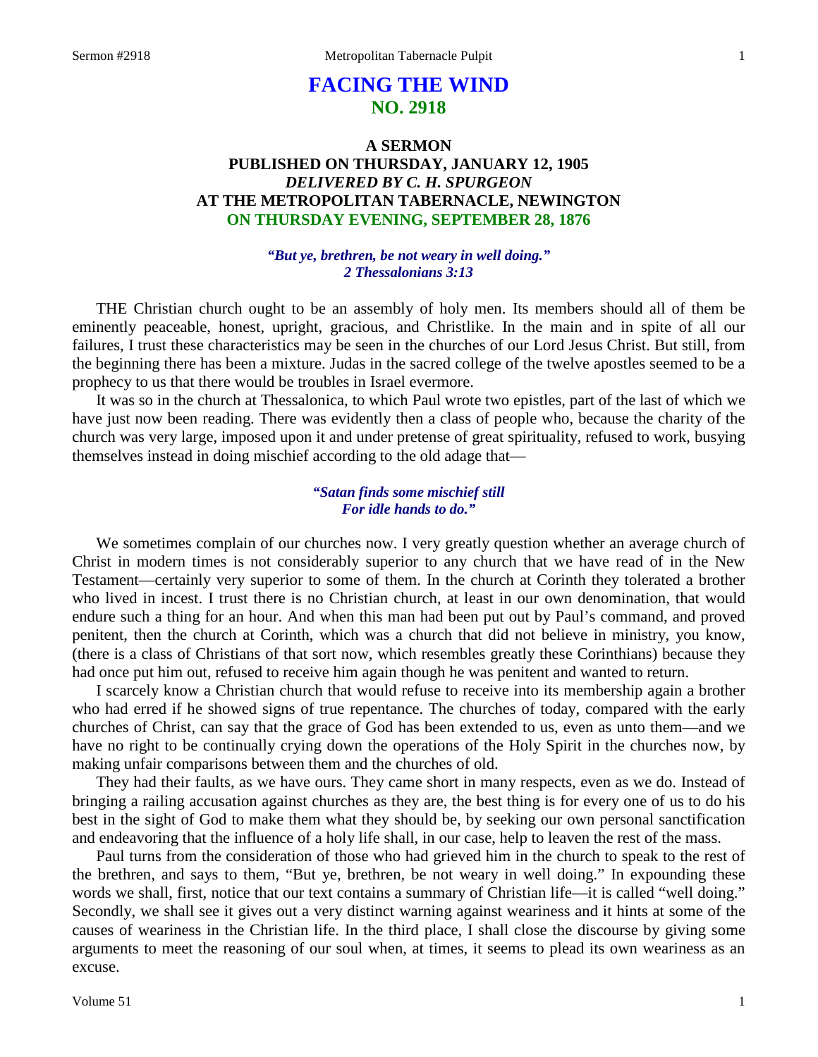# FACING THE WIND
## NO. 2918

### A SERMON
### PUBLISHED ON THURSDAY, JANUARY 12, 1905
### *DELIVERED BY C. H. SPURGEON*
### AT THE METROPOLITAN TABERNACLE, NEWINGTON
### ON THURSDAY EVENING, SEPTEMBER 28, 1876

***"But ye, brethren, be not weary in well doing."***
***2 Thessalonians 3:13***

THE Christian church ought to be an assembly of holy men. Its members should all of them be eminently peaceable, honest, upright, gracious, and Christlike. In the main and in spite of all our failures, I trust these characteristics may be seen in the churches of our Lord Jesus Christ. But still, from the beginning there has been a mixture. Judas in the sacred college of the twelve apostles seemed to be a prophecy to us that there would be troubles in Israel evermore.

It was so in the church at Thessalonica, to which Paul wrote two epistles, part of the last of which we have just now been reading. There was evidently then a class of people who, because the charity of the church was very large, imposed upon it and under pretense of great spirituality, refused to work, busying themselves instead in doing mischief according to the old adage that—

***"Satan finds some mischief still***
***For idle hands to do."***

We sometimes complain of our churches now. I very greatly question whether an average church of Christ in modern times is not considerably superior to any church that we have read of in the New Testament—certainly very superior to some of them. In the church at Corinth they tolerated a brother who lived in incest. I trust there is no Christian church, at least in our own denomination, that would endure such a thing for an hour. And when this man had been put out by Paul's command, and proved penitent, then the church at Corinth, which was a church that did not believe in ministry, you know, (there is a class of Christians of that sort now, which resembles greatly these Corinthians) because they had once put him out, refused to receive him again though he was penitent and wanted to return.

I scarcely know a Christian church that would refuse to receive into its membership again a brother who had erred if he showed signs of true repentance. The churches of today, compared with the early churches of Christ, can say that the grace of God has been extended to us, even as unto them—and we have no right to be continually crying down the operations of the Holy Spirit in the churches now, by making unfair comparisons between them and the churches of old.

They had their faults, as we have ours. They came short in many respects, even as we do. Instead of bringing a railing accusation against churches as they are, the best thing is for every one of us to do his best in the sight of God to make them what they should be, by seeking our own personal sanctification and endeavoring that the influence of a holy life shall, in our case, help to leaven the rest of the mass.

Paul turns from the consideration of those who had grieved him in the church to speak to the rest of the brethren, and says to them, "But ye, brethren, be not weary in well doing." In expounding these words we shall, first, notice that our text contains a summary of Christian life—it is called "well doing." Secondly, we shall see it gives out a very distinct warning against weariness and it hints at some of the causes of weariness in the Christian life. In the third place, I shall close the discourse by giving some arguments to meet the reasoning of our soul when, at times, it seems to plead its own weariness as an excuse.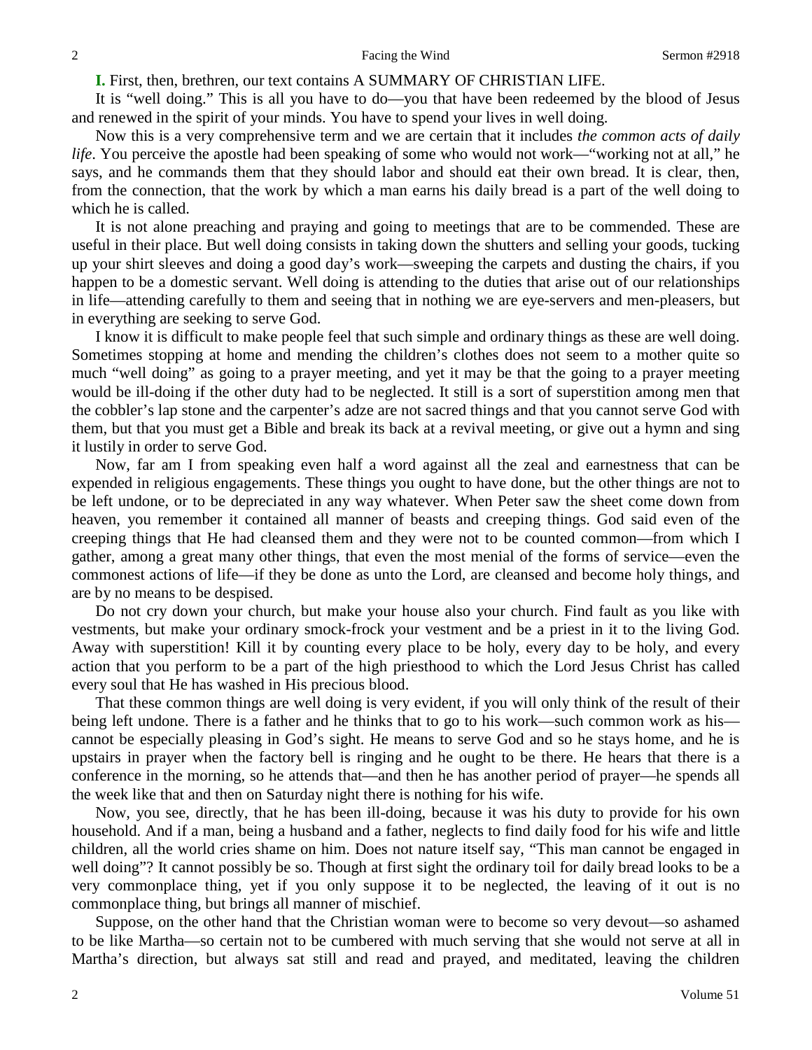**I.** First, then, brethren, our text contains A SUMMARY OF CHRISTIAN LIFE.

It is "well doing." This is all you have to do—you that have been redeemed by the blood of Jesus and renewed in the spirit of your minds. You have to spend your lives in well doing.

Now this is a very comprehensive term and we are certain that it includes *the common acts of daily life*. You perceive the apostle had been speaking of some who would not work—"working not at all," he says, and he commands them that they should labor and should eat their own bread. It is clear, then, from the connection, that the work by which a man earns his daily bread is a part of the well doing to which he is called.

It is not alone preaching and praying and going to meetings that are to be commended. These are useful in their place. But well doing consists in taking down the shutters and selling your goods, tucking up your shirt sleeves and doing a good day's work—sweeping the carpets and dusting the chairs, if you happen to be a domestic servant. Well doing is attending to the duties that arise out of our relationships in life—attending carefully to them and seeing that in nothing we are eye-servers and men-pleasers, but in everything are seeking to serve God.

I know it is difficult to make people feel that such simple and ordinary things as these are well doing. Sometimes stopping at home and mending the children's clothes does not seem to a mother quite so much "well doing" as going to a prayer meeting, and yet it may be that the going to a prayer meeting would be ill-doing if the other duty had to be neglected. It still is a sort of superstition among men that the cobbler's lap stone and the carpenter's adze are not sacred things and that you cannot serve God with them, but that you must get a Bible and break its back at a revival meeting, or give out a hymn and sing it lustily in order to serve God.

Now, far am I from speaking even half a word against all the zeal and earnestness that can be expended in religious engagements. These things you ought to have done, but the other things are not to be left undone, or to be depreciated in any way whatever. When Peter saw the sheet come down from heaven, you remember it contained all manner of beasts and creeping things. God said even of the creeping things that He had cleansed them and they were not to be counted common—from which I gather, among a great many other things, that even the most menial of the forms of service—even the commonest actions of life—if they be done as unto the Lord, are cleansed and become holy things, and are by no means to be despised.

Do not cry down your church, but make your house also your church. Find fault as you like with vestments, but make your ordinary smock-frock your vestment and be a priest in it to the living God. Away with superstition! Kill it by counting every place to be holy, every day to be holy, and every action that you perform to be a part of the high priesthood to which the Lord Jesus Christ has called every soul that He has washed in His precious blood.

That these common things are well doing is very evident, if you will only think of the result of their being left undone. There is a father and he thinks that to go to his work—such common work as his—cannot be especially pleasing in God's sight. He means to serve God and so he stays home, and he is upstairs in prayer when the factory bell is ringing and he ought to be there. He hears that there is a conference in the morning, so he attends that—and then he has another period of prayer—he spends all the week like that and then on Saturday night there is nothing for his wife.

Now, you see, directly, that he has been ill-doing, because it was his duty to provide for his own household. And if a man, being a husband and a father, neglects to find daily food for his wife and little children, all the world cries shame on him. Does not nature itself say, "This man cannot be engaged in well doing"? It cannot possibly be so. Though at first sight the ordinary toil for daily bread looks to be a very commonplace thing, yet if you only suppose it to be neglected, the leaving of it out is no commonplace thing, but brings all manner of mischief.

Suppose, on the other hand that the Christian woman were to become so very devout—so ashamed to be like Martha—so certain not to be cumbered with much serving that she would not serve at all in Martha's direction, but always sat still and read and prayed, and meditated, leaving the children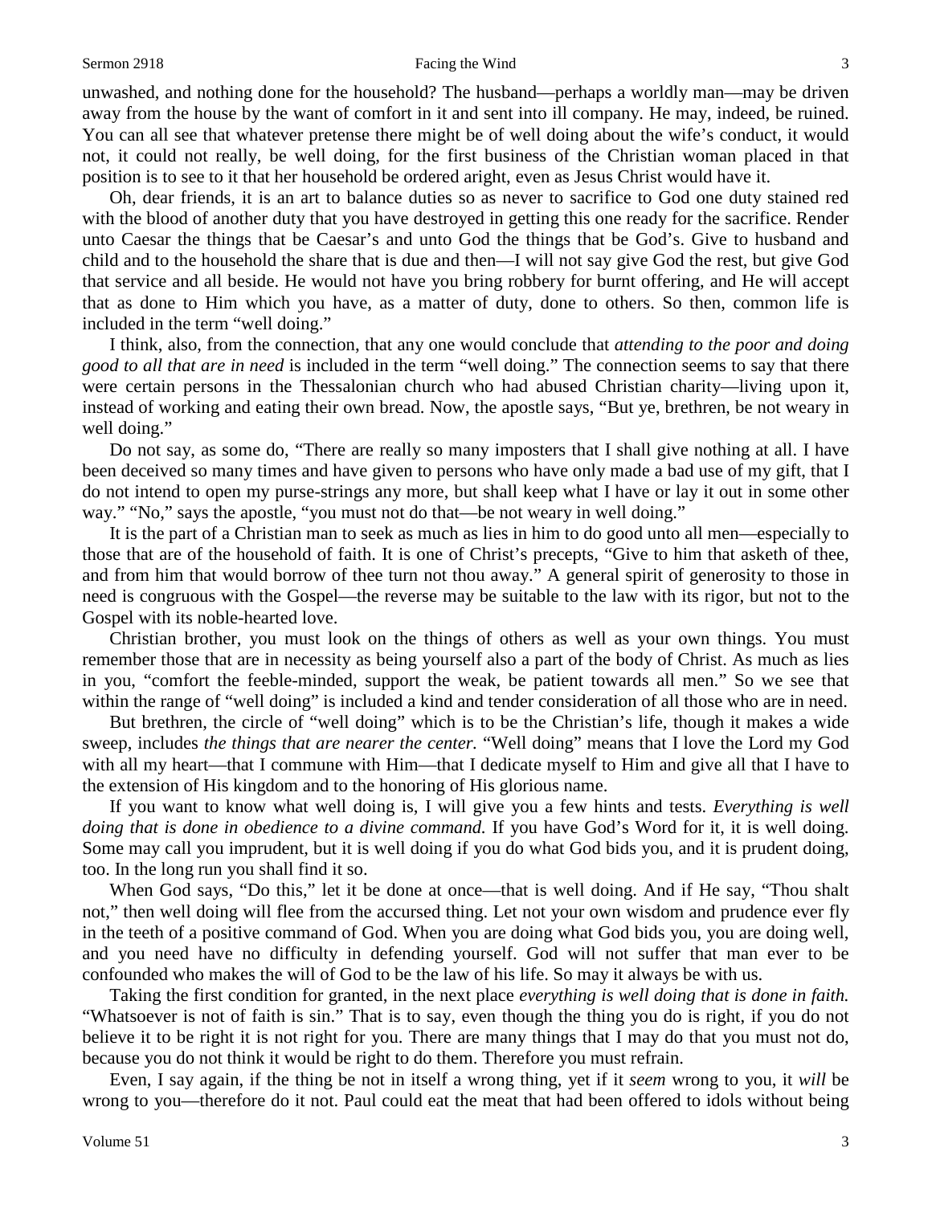unwashed, and nothing done for the household? The husband—perhaps a worldly man—may be driven away from the house by the want of comfort in it and sent into ill company. He may, indeed, be ruined. You can all see that whatever pretense there might be of well doing about the wife's conduct, it would not, it could not really, be well doing, for the first business of the Christian woman placed in that position is to see to it that her household be ordered aright, even as Jesus Christ would have it.

Oh, dear friends, it is an art to balance duties so as never to sacrifice to God one duty stained red with the blood of another duty that you have destroyed in getting this one ready for the sacrifice. Render unto Caesar the things that be Caesar's and unto God the things that be God's. Give to husband and child and to the household the share that is due and then—I will not say give God the rest, but give God that service and all beside. He would not have you bring robbery for burnt offering, and He will accept that as done to Him which you have, as a matter of duty, done to others. So then, common life is included in the term "well doing."

I think, also, from the connection, that any one would conclude that *attending to the poor and doing good to all that are in need* is included in the term "well doing." The connection seems to say that there were certain persons in the Thessalonian church who had abused Christian charity—living upon it, instead of working and eating their own bread. Now, the apostle says, "But ye, brethren, be not weary in well doing."

Do not say, as some do, "There are really so many imposters that I shall give nothing at all. I have been deceived so many times and have given to persons who have only made a bad use of my gift, that I do not intend to open my purse-strings any more, but shall keep what I have or lay it out in some other way." "No," says the apostle, "you must not do that—be not weary in well doing."

It is the part of a Christian man to seek as much as lies in him to do good unto all men—especially to those that are of the household of faith. It is one of Christ's precepts, "Give to him that asketh of thee, and from him that would borrow of thee turn not thou away." A general spirit of generosity to those in need is congruous with the Gospel—the reverse may be suitable to the law with its rigor, but not to the Gospel with its noble-hearted love.

Christian brother, you must look on the things of others as well as your own things. You must remember those that are in necessity as being yourself also a part of the body of Christ. As much as lies in you, "comfort the feeble-minded, support the weak, be patient towards all men." So we see that within the range of "well doing" is included a kind and tender consideration of all those who are in need.

But brethren, the circle of "well doing" which is to be the Christian's life, though it makes a wide sweep, includes *the things that are nearer the center.* "Well doing" means that I love the Lord my God with all my heart—that I commune with Him—that I dedicate myself to Him and give all that I have to the extension of His kingdom and to the honoring of His glorious name.

If you want to know what well doing is, I will give you a few hints and tests. *Everything is well doing that is done in obedience to a divine command.* If you have God's Word for it, it is well doing. Some may call you imprudent, but it is well doing if you do what God bids you, and it is prudent doing, too. In the long run you shall find it so.

When God says, "Do this," let it be done at once—that is well doing. And if He say, "Thou shalt not," then well doing will flee from the accursed thing. Let not your own wisdom and prudence ever fly in the teeth of a positive command of God. When you are doing what God bids you, you are doing well, and you need have no difficulty in defending yourself. God will not suffer that man ever to be confounded who makes the will of God to be the law of his life. So may it always be with us.

Taking the first condition for granted, in the next place *everything is well doing that is done in faith.* "Whatsoever is not of faith is sin." That is to say, even though the thing you do is right, if you do not believe it to be right it is not right for you. There are many things that I may do that you must not do, because you do not think it would be right to do them. Therefore you must refrain.

Even, I say again, if the thing be not in itself a wrong thing, yet if it *seem* wrong to you, it *will* be wrong to you—therefore do it not. Paul could eat the meat that had been offered to idols without being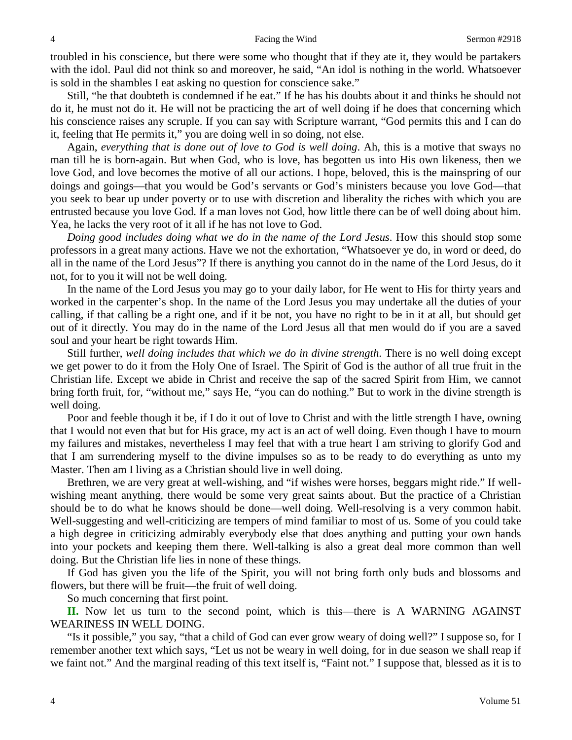troubled in his conscience, but there were some who thought that if they ate it, they would be partakers with the idol. Paul did not think so and moreover, he said, "An idol is nothing in the world. Whatsoever is sold in the shambles I eat asking no question for conscience sake."

Still, "he that doubteth is condemned if he eat." If he has his doubts about it and thinks he should not do it, he must not do it. He will not be practicing the art of well doing if he does that concerning which his conscience raises any scruple. If you can say with Scripture warrant, "God permits this and I can do it, feeling that He permits it," you are doing well in so doing, not else.

Again, *everything that is done out of love to God is well doing*. Ah, this is a motive that sways no man till he is born-again. But when God, who is love, has begotten us into His own likeness, then we love God, and love becomes the motive of all our actions. I hope, beloved, this is the mainspring of our doings and goings—that you would be God's servants or God's ministers because you love God—that you seek to bear up under poverty or to use with discretion and liberality the riches with which you are entrusted because you love God. If a man loves not God, how little there can be of well doing about him. Yea, he lacks the very root of it all if he has not love to God.

*Doing good includes doing what we do in the name of the Lord Jesus*. How this should stop some professors in a great many actions. Have we not the exhortation, "Whatsoever ye do, in word or deed, do all in the name of the Lord Jesus"? If there is anything you cannot do in the name of the Lord Jesus, do it not, for to you it will not be well doing.

In the name of the Lord Jesus you may go to your daily labor, for He went to His for thirty years and worked in the carpenter's shop. In the name of the Lord Jesus you may undertake all the duties of your calling, if that calling be a right one, and if it be not, you have no right to be in it at all, but should get out of it directly. You may do in the name of the Lord Jesus all that men would do if you are a saved soul and your heart be right towards Him.

Still further, *well doing includes that which we do in divine strength*. There is no well doing except we get power to do it from the Holy One of Israel. The Spirit of God is the author of all true fruit in the Christian life. Except we abide in Christ and receive the sap of the sacred Spirit from Him, we cannot bring forth fruit, for, "without me," says He, "you can do nothing." But to work in the divine strength is well doing.

Poor and feeble though it be, if I do it out of love to Christ and with the little strength I have, owning that I would not even that but for His grace, my act is an act of well doing. Even though I have to mourn my failures and mistakes, nevertheless I may feel that with a true heart I am striving to glorify God and that I am surrendering myself to the divine impulses so as to be ready to do everything as unto my Master. Then am I living as a Christian should live in well doing.

Brethren, we are very great at well-wishing, and "if wishes were horses, beggars might ride." If well-wishing meant anything, there would be some very great saints about. But the practice of a Christian should be to do what he knows should be done—well doing. Well-resolving is a very common habit. Well-suggesting and well-criticizing are tempers of mind familiar to most of us. Some of you could take a high degree in criticizing admirably everybody else that does anything and putting your own hands into your pockets and keeping them there. Well-talking is also a great deal more common than well doing. But the Christian life lies in none of these things.

If God has given you the life of the Spirit, you will not bring forth only buds and blossoms and flowers, but there will be fruit—the fruit of well doing.

So much concerning that first point.

**II.** Now let us turn to the second point, which is this—there is A WARNING AGAINST WEARINESS IN WELL DOING.

"Is it possible," you say, "that a child of God can ever grow weary of doing well?" I suppose so, for I remember another text which says, "Let us not be weary in well doing, for in due season we shall reap if we faint not." And the marginal reading of this text itself is, "Faint not." I suppose that, blessed as it is to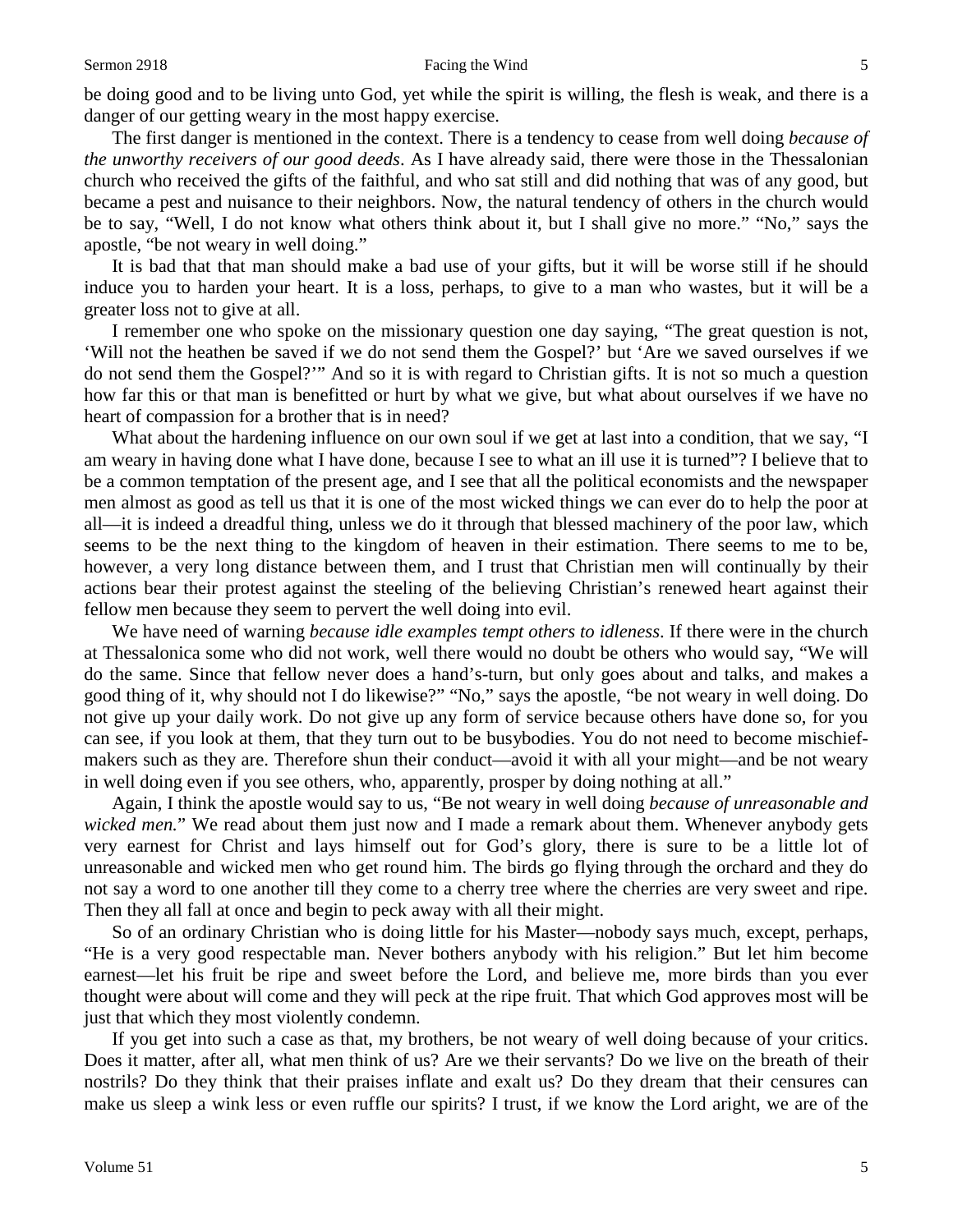be doing good and to be living unto God, yet while the spirit is willing, the flesh is weak, and there is a danger of our getting weary in the most happy exercise.

The first danger is mentioned in the context. There is a tendency to cease from well doing *because of the unworthy receivers of our good deeds*. As I have already said, there were those in the Thessalonian church who received the gifts of the faithful, and who sat still and did nothing that was of any good, but became a pest and nuisance to their neighbors. Now, the natural tendency of others in the church would be to say, "Well, I do not know what others think about it, but I shall give no more." "No," says the apostle, "be not weary in well doing."

It is bad that that man should make a bad use of your gifts, but it will be worse still if he should induce you to harden your heart. It is a loss, perhaps, to give to a man who wastes, but it will be a greater loss not to give at all.

I remember one who spoke on the missionary question one day saying, "The great question is not, 'Will not the heathen be saved if we do not send them the Gospel?' but 'Are we saved ourselves if we do not send them the Gospel?'" And so it is with regard to Christian gifts. It is not so much a question how far this or that man is benefitted or hurt by what we give, but what about ourselves if we have no heart of compassion for a brother that is in need?

What about the hardening influence on our own soul if we get at last into a condition, that we say, "I am weary in having done what I have done, because I see to what an ill use it is turned"? I believe that to be a common temptation of the present age, and I see that all the political economists and the newspaper men almost as good as tell us that it is one of the most wicked things we can ever do to help the poor at all—it is indeed a dreadful thing, unless we do it through that blessed machinery of the poor law, which seems to be the next thing to the kingdom of heaven in their estimation. There seems to me to be, however, a very long distance between them, and I trust that Christian men will continually by their actions bear their protest against the steeling of the believing Christian's renewed heart against their fellow men because they seem to pervert the well doing into evil.

We have need of warning *because idle examples tempt others to idleness*. If there were in the church at Thessalonica some who did not work, well there would no doubt be others who would say, "We will do the same. Since that fellow never does a hand's-turn, but only goes about and talks, and makes a good thing of it, why should not I do likewise?" "No," says the apostle, "be not weary in well doing. Do not give up your daily work. Do not give up any form of service because others have done so, for you can see, if you look at them, that they turn out to be busybodies. You do not need to become mischief-makers such as they are. Therefore shun their conduct—avoid it with all your might—and be not weary in well doing even if you see others, who, apparently, prosper by doing nothing at all."

Again, I think the apostle would say to us, "Be not weary in well doing *because of unreasonable and wicked men.*" We read about them just now and I made a remark about them. Whenever anybody gets very earnest for Christ and lays himself out for God's glory, there is sure to be a little lot of unreasonable and wicked men who get round him. The birds go flying through the orchard and they do not say a word to one another till they come to a cherry tree where the cherries are very sweet and ripe. Then they all fall at once and begin to peck away with all their might.

So of an ordinary Christian who is doing little for his Master—nobody says much, except, perhaps, "He is a very good respectable man. Never bothers anybody with his religion." But let him become earnest—let his fruit be ripe and sweet before the Lord, and believe me, more birds than you ever thought were about will come and they will peck at the ripe fruit. That which God approves most will be just that which they most violently condemn.

If you get into such a case as that, my brothers, be not weary of well doing because of your critics. Does it matter, after all, what men think of us? Are we their servants? Do we live on the breath of their nostrils? Do they think that their praises inflate and exalt us? Do they dream that their censures can make us sleep a wink less or even ruffle our spirits? I trust, if we know the Lord aright, we are of the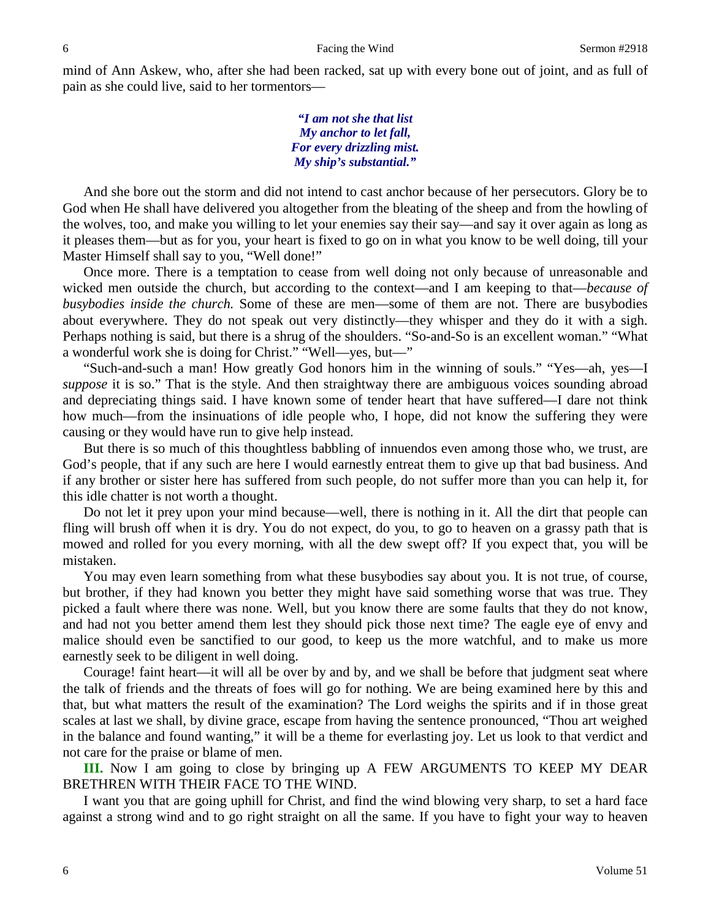mind of Ann Askew, who, after she had been racked, sat up with every bone out of joint, and as full of pain as she could live, said to her tormentors—

> ***"I am not she that list***
> ***My anchor to let fall,***
> ***For every drizzling mist.***
> ***My ship's substantial."***

And she bore out the storm and did not intend to cast anchor because of her persecutors. Glory be to God when He shall have delivered you altogether from the bleating of the sheep and from the howling of the wolves, too, and make you willing to let your enemies say their say—and say it over again as long as it pleases them—but as for you, your heart is fixed to go on in what you know to be well doing, till your Master Himself shall say to you, "Well done!"

Once more. There is a temptation to cease from well doing not only because of unreasonable and wicked men outside the church, but according to the context—and I am keeping to that—*because of busybodies inside the church.* Some of these are men—some of them are not. There are busybodies about everywhere. They do not speak out very distinctly—they whisper and they do it with a sigh. Perhaps nothing is said, but there is a shrug of the shoulders. "So-and-So is an excellent woman." "What a wonderful work she is doing for Christ." "Well—yes, but—"

"Such-and-such a man! How greatly God honors him in the winning of souls." "Yes—ah, yes—I *suppose* it is so." That is the style. And then straightway there are ambiguous voices sounding abroad and depreciating things said. I have known some of tender heart that have suffered—I dare not think how much—from the insinuations of idle people who, I hope, did not know the suffering they were causing or they would have run to give help instead.

But there is so much of this thoughtless babbling of innuendos even among those who, we trust, are God's people, that if any such are here I would earnestly entreat them to give up that bad business. And if any brother or sister here has suffered from such people, do not suffer more than you can help it, for this idle chatter is not worth a thought.

Do not let it prey upon your mind because—well, there is nothing in it. All the dirt that people can fling will brush off when it is dry. You do not expect, do you, to go to heaven on a grassy path that is mowed and rolled for you every morning, with all the dew swept off? If you expect that, you will be mistaken.

You may even learn something from what these busybodies say about you. It is not true, of course, but brother, if they had known you better they might have said something worse that was true. They picked a fault where there was none. Well, but you know there are some faults that they do not know, and had not you better amend them lest they should pick those next time? The eagle eye of envy and malice should even be sanctified to our good, to keep us the more watchful, and to make us more earnestly seek to be diligent in well doing.

Courage! faint heart—it will all be over by and by, and we shall be before that judgment seat where the talk of friends and the threats of foes will go for nothing. We are being examined here by this and that, but what matters the result of the examination? The Lord weighs the spirits and if in those great scales at last we shall, by divine grace, escape from having the sentence pronounced, "Thou art weighed in the balance and found wanting," it will be a theme for everlasting joy. Let us look to that verdict and not care for the praise or blame of men.

**III.** Now I am going to close by bringing up A FEW ARGUMENTS TO KEEP MY DEAR BRETHREN WITH THEIR FACE TO THE WIND.

I want you that are going uphill for Christ, and find the wind blowing very sharp, to set a hard face against a strong wind and to go right straight on all the same. If you have to fight your way to heaven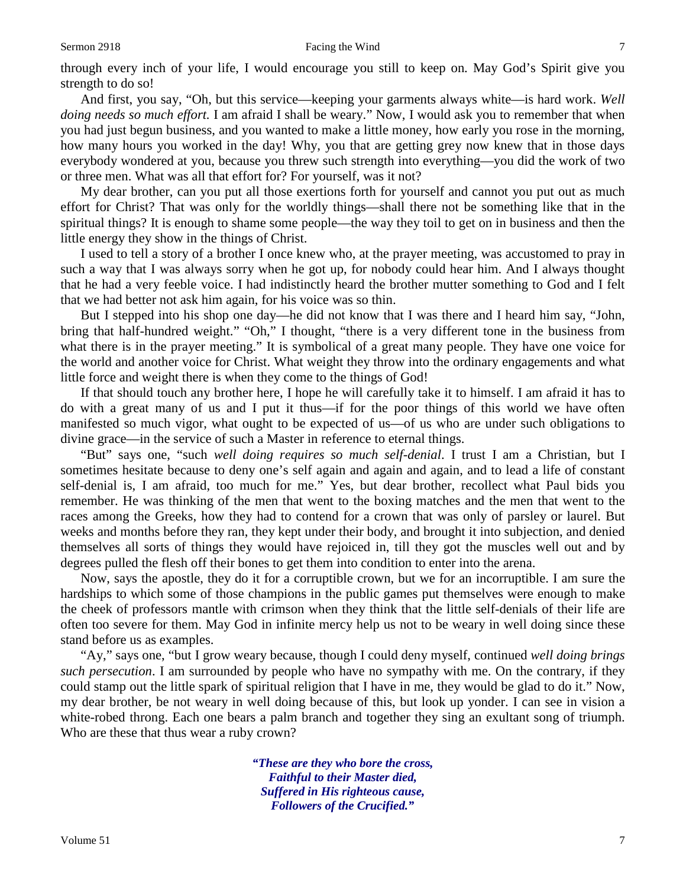through every inch of your life, I would encourage you still to keep on. May God's Spirit give you strength to do so!

And first, you say, "Oh, but this service—keeping your garments always white—is hard work. *Well doing needs so much effort*. I am afraid I shall be weary." Now, I would ask you to remember that when you had just begun business, and you wanted to make a little money, how early you rose in the morning, how many hours you worked in the day! Why, you that are getting grey now knew that in those days everybody wondered at you, because you threw such strength into everything—you did the work of two or three men. What was all that effort for? For yourself, was it not?

My dear brother, can you put all those exertions forth for yourself and cannot you put out as much effort for Christ? That was only for the worldly things—shall there not be something like that in the spiritual things? It is enough to shame some people—the way they toil to get on in business and then the little energy they show in the things of Christ.

I used to tell a story of a brother I once knew who, at the prayer meeting, was accustomed to pray in such a way that I was always sorry when he got up, for nobody could hear him. And I always thought that he had a very feeble voice. I had indistinctly heard the brother mutter something to God and I felt that we had better not ask him again, for his voice was so thin.

But I stepped into his shop one day—he did not know that I was there and I heard him say, "John, bring that half-hundred weight." "Oh," I thought, "there is a very different tone in the business from what there is in the prayer meeting." It is symbolical of a great many people. They have one voice for the world and another voice for Christ. What weight they throw into the ordinary engagements and what little force and weight there is when they come to the things of God!

If that should touch any brother here, I hope he will carefully take it to himself. I am afraid it has to do with a great many of us and I put it thus—if for the poor things of this world we have often manifested so much vigor, what ought to be expected of us—of us who are under such obligations to divine grace—in the service of such a Master in reference to eternal things.

"But" says one, "such *well doing requires so much self-denial*. I trust I am a Christian, but I sometimes hesitate because to deny one's self again and again and again, and to lead a life of constant self-denial is, I am afraid, too much for me." Yes, but dear brother, recollect what Paul bids you remember. He was thinking of the men that went to the boxing matches and the men that went to the races among the Greeks, how they had to contend for a crown that was only of parsley or laurel. But weeks and months before they ran, they kept under their body, and brought it into subjection, and denied themselves all sorts of things they would have rejoiced in, till they got the muscles well out and by degrees pulled the flesh off their bones to get them into condition to enter into the arena.

Now, says the apostle, they do it for a corruptible crown, but we for an incorruptible. I am sure the hardships to which some of those champions in the public games put themselves were enough to make the cheek of professors mantle with crimson when they think that the little self-denials of their life are often too severe for them. May God in infinite mercy help us not to be weary in well doing since these stand before us as examples.

"Ay," says one, "but I grow weary because, though I could deny myself, continued *well doing brings such persecution*. I am surrounded by people who have no sympathy with me. On the contrary, if they could stamp out the little spark of spiritual religion that I have in me, they would be glad to do it." Now, my dear brother, be not weary in well doing because of this, but look up yonder. I can see in vision a white-robed throng. Each one bears a palm branch and together they sing an exultant song of triumph. Who are these that thus wear a ruby crown?

> ***"These are they who bore the cross,***
> ***Faithful to their Master died,***
> ***Suffered in His righteous cause,***
> ***Followers of the Crucified."***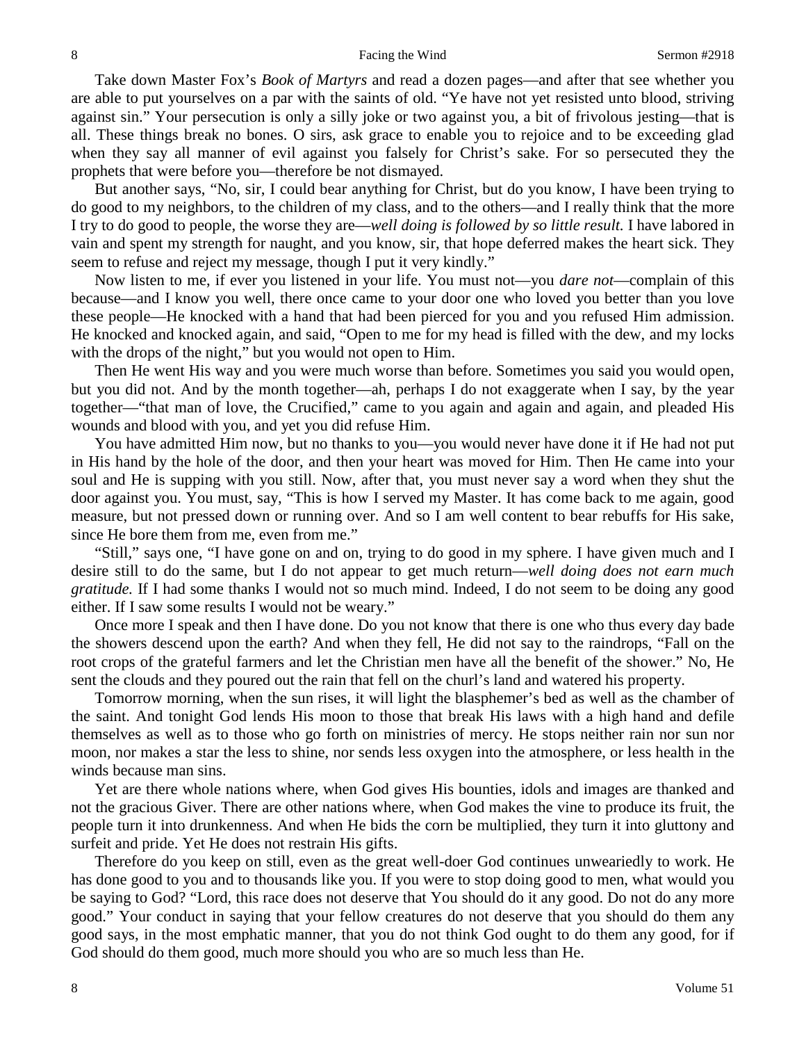Take down Master Fox's *Book of Martyrs* and read a dozen pages—and after that see whether you are able to put yourselves on a par with the saints of old. "Ye have not yet resisted unto blood, striving against sin." Your persecution is only a silly joke or two against you, a bit of frivolous jesting—that is all. These things break no bones. O sirs, ask grace to enable you to rejoice and to be exceeding glad when they say all manner of evil against you falsely for Christ's sake. For so persecuted they the prophets that were before you—therefore be not dismayed.

But another says, "No, sir, I could bear anything for Christ, but do you know, I have been trying to do good to my neighbors, to the children of my class, and to the others—and I really think that the more I try to do good to people, the worse they are—*well doing is followed by so little result.* I have labored in vain and spent my strength for naught, and you know, sir, that hope deferred makes the heart sick. They seem to refuse and reject my message, though I put it very kindly."

Now listen to me, if ever you listened in your life. You must not—you *dare not*—complain of this because—and I know you well, there once came to your door one who loved you better than you love these people—He knocked with a hand that had been pierced for you and you refused Him admission. He knocked and knocked again, and said, "Open to me for my head is filled with the dew, and my locks with the drops of the night," but you would not open to Him.

Then He went His way and you were much worse than before. Sometimes you said you would open, but you did not. And by the month together—ah, perhaps I do not exaggerate when I say, by the year together—"that man of love, the Crucified," came to you again and again and again, and pleaded His wounds and blood with you, and yet you did refuse Him.

You have admitted Him now, but no thanks to you—you would never have done it if He had not put in His hand by the hole of the door, and then your heart was moved for Him. Then He came into your soul and He is supping with you still. Now, after that, you must never say a word when they shut the door against you. You must, say, "This is how I served my Master. It has come back to me again, good measure, but not pressed down or running over. And so I am well content to bear rebuffs for His sake, since He bore them from me, even from me."

"Still," says one, "I have gone on and on, trying to do good in my sphere. I have given much and I desire still to do the same, but I do not appear to get much return—*well doing does not earn much gratitude.* If I had some thanks I would not so much mind. Indeed, I do not seem to be doing any good either. If I saw some results I would not be weary."

Once more I speak and then I have done. Do you not know that there is one who thus every day bade the showers descend upon the earth? And when they fell, He did not say to the raindrops, "Fall on the root crops of the grateful farmers and let the Christian men have all the benefit of the shower." No, He sent the clouds and they poured out the rain that fell on the churl's land and watered his property.

Tomorrow morning, when the sun rises, it will light the blasphemer's bed as well as the chamber of the saint. And tonight God lends His moon to those that break His laws with a high hand and defile themselves as well as to those who go forth on ministries of mercy. He stops neither rain nor sun nor moon, nor makes a star the less to shine, nor sends less oxygen into the atmosphere, or less health in the winds because man sins.

Yet are there whole nations where, when God gives His bounties, idols and images are thanked and not the gracious Giver. There are other nations where, when God makes the vine to produce its fruit, the people turn it into drunkenness. And when He bids the corn be multiplied, they turn it into gluttony and surfeit and pride. Yet He does not restrain His gifts.

Therefore do you keep on still, even as the great well-doer God continues unweariedly to work. He has done good to you and to thousands like you. If you were to stop doing good to men, what would you be saying to God? "Lord, this race does not deserve that You should do it any good. Do not do any more good." Your conduct in saying that your fellow creatures do not deserve that you should do them any good says, in the most emphatic manner, that you do not think God ought to do them any good, for if God should do them good, much more should you who are so much less than He.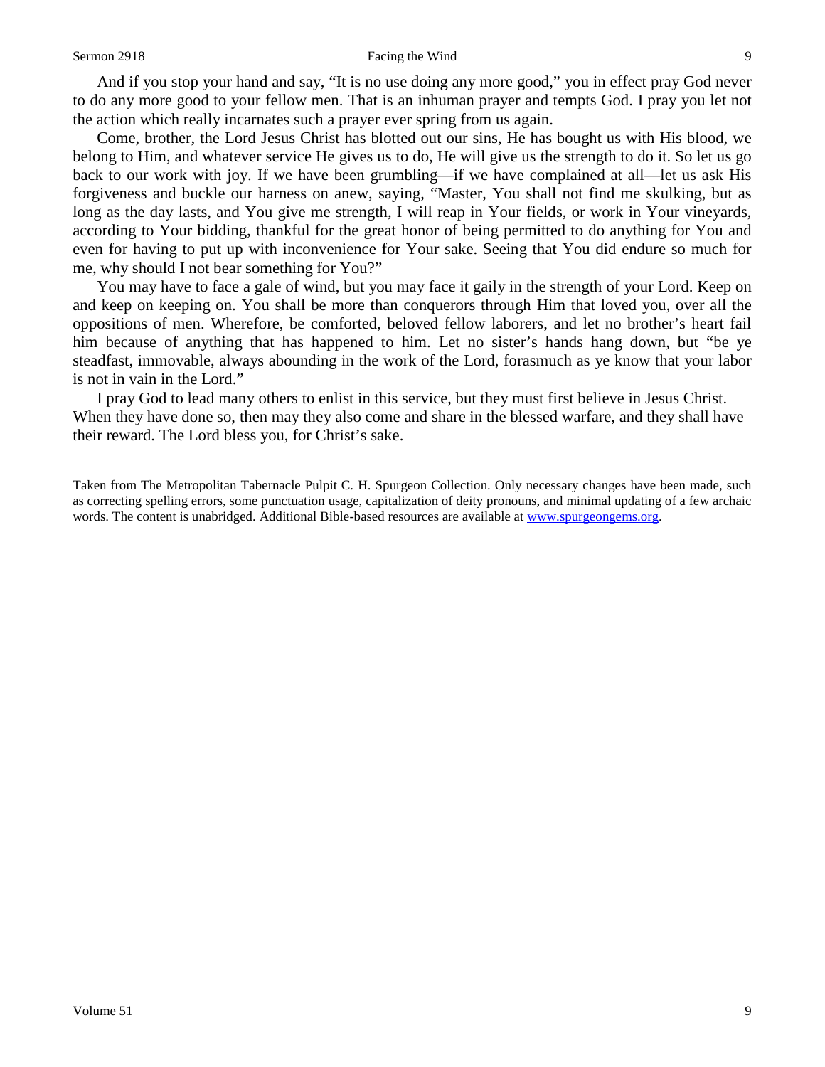And if you stop your hand and say, "It is no use doing any more good," you in effect pray God never to do any more good to your fellow men. That is an inhuman prayer and tempts God. I pray you let not the action which really incarnates such a prayer ever spring from us again.

Come, brother, the Lord Jesus Christ has blotted out our sins, He has bought us with His blood, we belong to Him, and whatever service He gives us to do, He will give us the strength to do it. So let us go back to our work with joy. If we have been grumbling—if we have complained at all—let us ask His forgiveness and buckle our harness on anew, saying, "Master, You shall not find me skulking, but as long as the day lasts, and You give me strength, I will reap in Your fields, or work in Your vineyards, according to Your bidding, thankful for the great honor of being permitted to do anything for You and even for having to put up with inconvenience for Your sake. Seeing that You did endure so much for me, why should I not bear something for You?"

You may have to face a gale of wind, but you may face it gaily in the strength of your Lord. Keep on and keep on keeping on. You shall be more than conquerors through Him that loved you, over all the oppositions of men. Wherefore, be comforted, beloved fellow laborers, and let no brother's heart fail him because of anything that has happened to him. Let no sister's hands hang down, but "be ye steadfast, immovable, always abounding in the work of the Lord, forasmuch as ye know that your labor is not in vain in the Lord."

I pray God to lead many others to enlist in this service, but they must first believe in Jesus Christ. When they have done so, then may they also come and share in the blessed warfare, and they shall have their reward. The Lord bless you, for Christ's sake.

---

Taken from The Metropolitan Tabernacle Pulpit C. H. Spurgeon Collection. Only necessary changes have been made, such as correcting spelling errors, some punctuation usage, capitalization of deity pronouns, and minimal updating of a few archaic words. The content is unabridged. Additional Bible-based resources are available at www.spurgeongems.org.